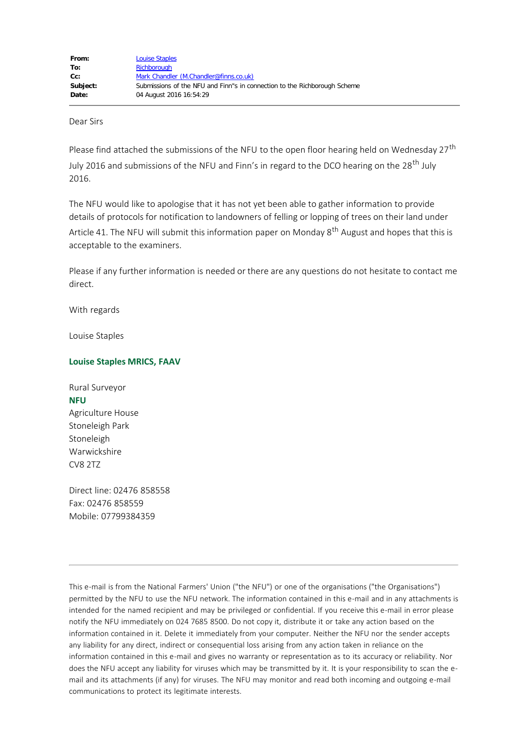| | |
|---|---|
| **From:** | Louise Staples |
| **To:** | Richborough |
| **Cc:** | Mark Chandler (M.Chandler@finns.co.uk) |
| **Subject:** | Submissions of the NFU and Finn"s in connection to the Richborough Scheme |
| **Date:** | 04 August 2016 16:54:29 |

Dear Sirs

Please find attached the submissions of the NFU to the open floor hearing held on Wednesday 27th July 2016 and submissions of the NFU and Finn's in regard to the DCO hearing on the 28th July 2016.

The NFU would like to apologise that it has not yet been able to gather information to provide details of protocols for notification to landowners of felling or lopping of trees on their land under Article 41. The NFU will submit this information paper on Monday 8th August and hopes that this is acceptable to the examiners.

Please if any further information is needed or there are any questions do not hesitate to contact me direct.

With regards

Louise Staples

**Louise Staples MRICS, FAAV**

Rural Surveyor
**NFU**
Agriculture House
Stoneleigh Park
Stoneleigh
Warwickshire
CV8 2TZ

Direct line: 02476 858558
Fax: 02476 858559
Mobile: 07799384359

---

This e-mail is from the National Farmers' Union ("the NFU") or one of the organisations ("the Organisations") permitted by the NFU to use the NFU network. The information contained in this e-mail and in any attachments is intended for the named recipient and may be privileged or confidential. If you receive this e-mail in error please notify the NFU immediately on 024 7685 8500. Do not copy it, distribute it or take any action based on the information contained in it. Delete it immediately from your computer. Neither the NFU nor the sender accepts any liability for any direct, indirect or consequential loss arising from any action taken in reliance on the information contained in this e-mail and gives no warranty or representation as to its accuracy or reliability. Nor does the NFU accept any liability for viruses which may be transmitted by it. It is your responsibility to scan the e-mail and its attachments (if any) for viruses. The NFU may monitor and read both incoming and outgoing e-mail communications to protect its legitimate interests.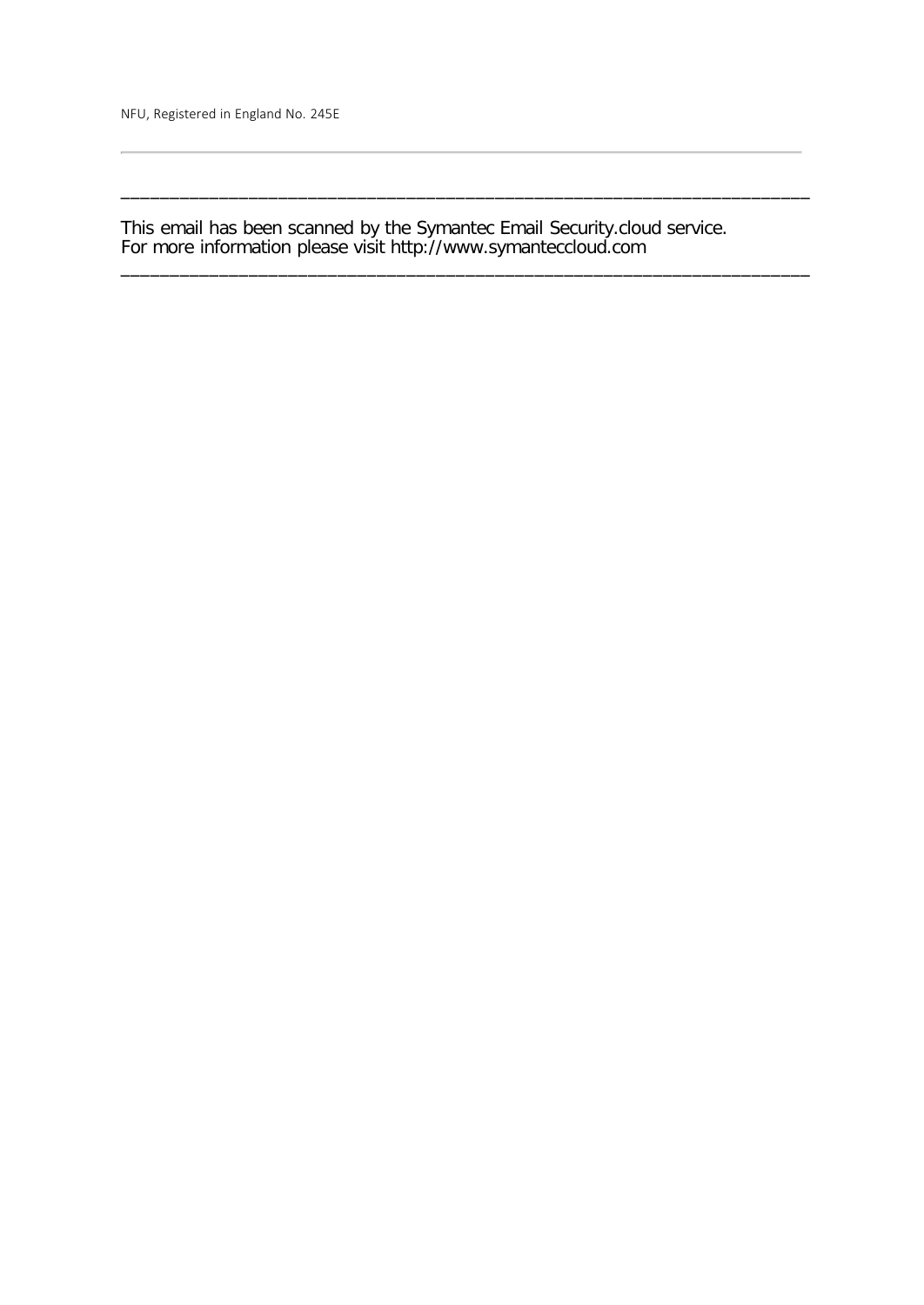NFU, Registered in England No. 245E

---

______________________________________________________________________

This email has been scanned by the Symantec Email Security.cloud service.
For more information please visit http://www.symanteccloud.com

______________________________________________________________________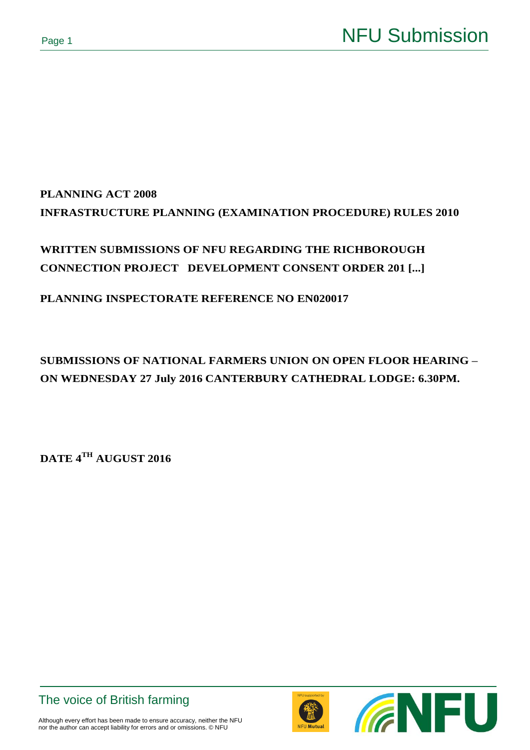**PLANNING ACT 2008**

**INFRASTRUCTURE PLANNING (EXAMINATION PROCEDURE) RULES 2010**

**WRITTEN SUBMISSIONS OF NFU REGARDING THE RICHBOROUGH CONNECTION PROJECT DEVELOPMENT CONSENT ORDER 201 [...]**

**PLANNING INSPECTORATE REFERENCE NO EN020017**

**SUBMISSIONS OF NATIONAL FARMERS UNION ON OPEN FLOOR HEARING – ON WEDNESDAY 27 July 2016 CANTERBURY CATHEDRAL LODGE: 6.30PM.**

**DATE 4TH AUGUST 2016**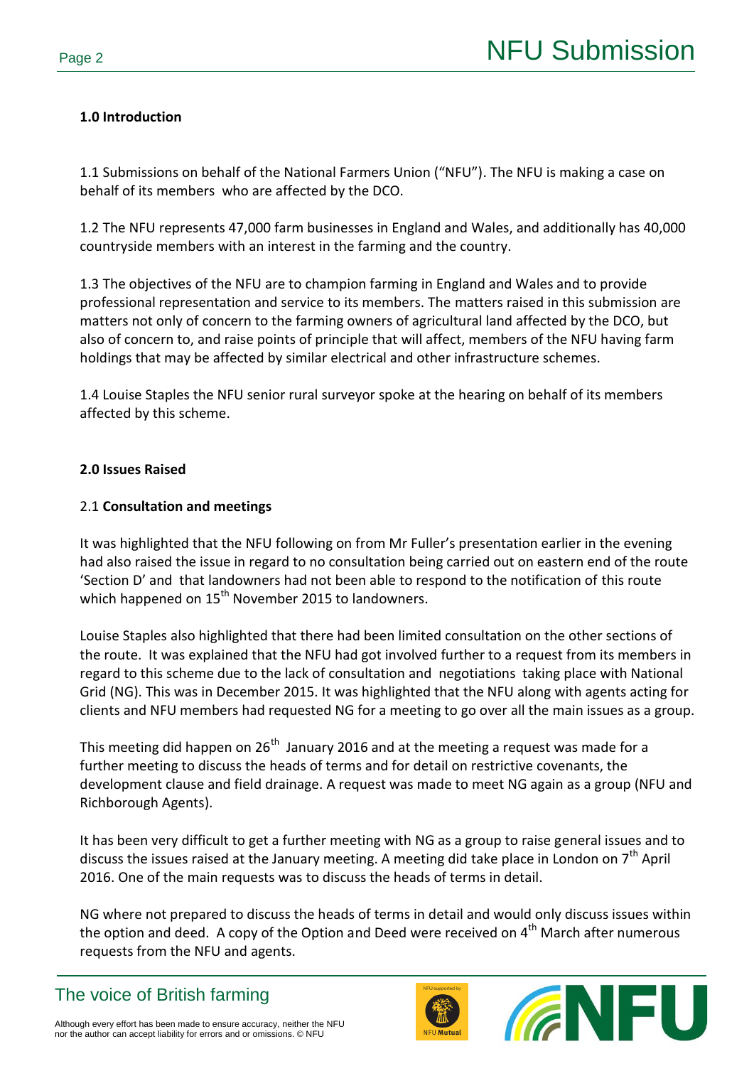## 1.0 Introduction

1.1 Submissions on behalf of the National Farmers Union ("NFU"). The NFU is making a case on behalf of its members who are affected by the DCO.

1.2 The NFU represents 47,000 farm businesses in England and Wales, and additionally has 40,000 countryside members with an interest in the farming and the country.

1.3 The objectives of the NFU are to champion farming in England and Wales and to provide professional representation and service to its members. The matters raised in this submission are matters not only of concern to the farming owners of agricultural land affected by the DCO, but also of concern to, and raise points of principle that will affect, members of the NFU having farm holdings that may be affected by similar electrical and other infrastructure schemes.

1.4 Louise Staples the NFU senior rural surveyor spoke at the hearing on behalf of its members affected by this scheme.

## 2.0 Issues Raised

### 2.1 **Consultation and meetings**

It was highlighted that the NFU following on from Mr Fuller's presentation earlier in the evening had also raised the issue in regard to no consultation being carried out on eastern end of the route 'Section D' and that landowners had not been able to respond to the notification of this route which happened on 15th November 2015 to landowners.

Louise Staples also highlighted that there had been limited consultation on the other sections of the route. It was explained that the NFU had got involved further to a request from its members in regard to this scheme due to the lack of consultation and negotiations taking place with National Grid (NG). This was in December 2015. It was highlighted that the NFU along with agents acting for clients and NFU members had requested NG for a meeting to go over all the main issues as a group.

This meeting did happen on 26th January 2016 and at the meeting a request was made for a further meeting to discuss the heads of terms and for detail on restrictive covenants, the development clause and field drainage. A request was made to meet NG again as a group (NFU and Richborough Agents).

It has been very difficult to get a further meeting with NG as a group to raise general issues and to discuss the issues raised at the January meeting. A meeting did take place in London on 7th April 2016. One of the main requests was to discuss the heads of terms in detail.

NG where not prepared to discuss the heads of terms in detail and would only discuss issues within the option and deed. A copy of the Option and Deed were received on 4th March after numerous requests from the NFU and agents.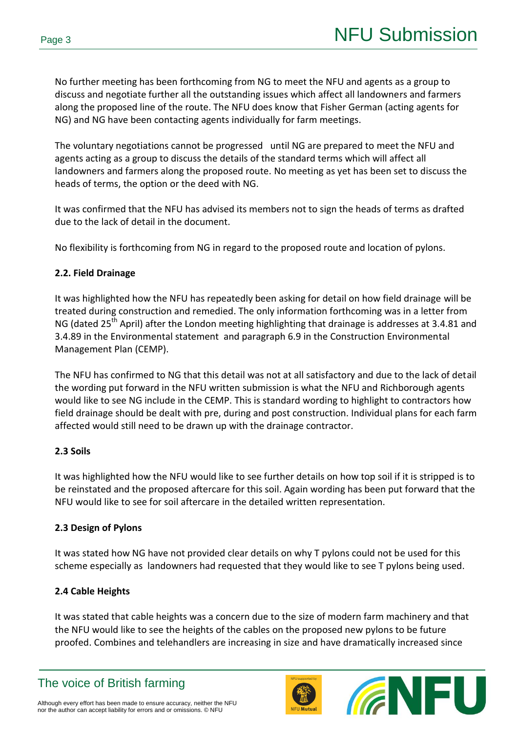No further meeting has been forthcoming from NG to meet the NFU and agents as a group to discuss and negotiate further all the outstanding issues which affect all landowners and farmers along the proposed line of the route. The NFU does know that Fisher German (acting agents for NG) and NG have been contacting agents individually for farm meetings.

The voluntary negotiations cannot be progressed until NG are prepared to meet the NFU and agents acting as a group to discuss the details of the standard terms which will affect all landowners and farmers along the proposed route. No meeting as yet has been set to discuss the heads of terms, the option or the deed with NG.

It was confirmed that the NFU has advised its members not to sign the heads of terms as drafted due to the lack of detail in the document.

No flexibility is forthcoming from NG in regard to the proposed route and location of pylons.

**2.2. Field Drainage**

It was highlighted how the NFU has repeatedly been asking for detail on how field drainage will be treated during construction and remedied. The only information forthcoming was in a letter from NG (dated 25th April) after the London meeting highlighting that drainage is addresses at 3.4.81 and 3.4.89 in the Environmental statement and paragraph 6.9 in the Construction Environmental Management Plan (CEMP).

The NFU has confirmed to NG that this detail was not at all satisfactory and due to the lack of detail the wording put forward in the NFU written submission is what the NFU and Richborough agents would like to see NG include in the CEMP. This is standard wording to highlight to contractors how field drainage should be dealt with pre, during and post construction. Individual plans for each farm affected would still need to be drawn up with the drainage contractor.

**2.3 Soils**

It was highlighted how the NFU would like to see further details on how top soil if it is stripped is to be reinstated and the proposed aftercare for this soil. Again wording has been put forward that the NFU would like to see for soil aftercare in the detailed written representation.

**2.3 Design of Pylons**

It was stated how NG have not provided clear details on why T pylons could not be used for this scheme especially as landowners had requested that they would like to see T pylons being used.

**2.4 Cable Heights**

It was stated that cable heights was a concern due to the size of modern farm machinery and that the NFU would like to see the heights of the cables on the proposed new pylons to be future proofed. Combines and telehandlers are increasing in size and have dramatically increased since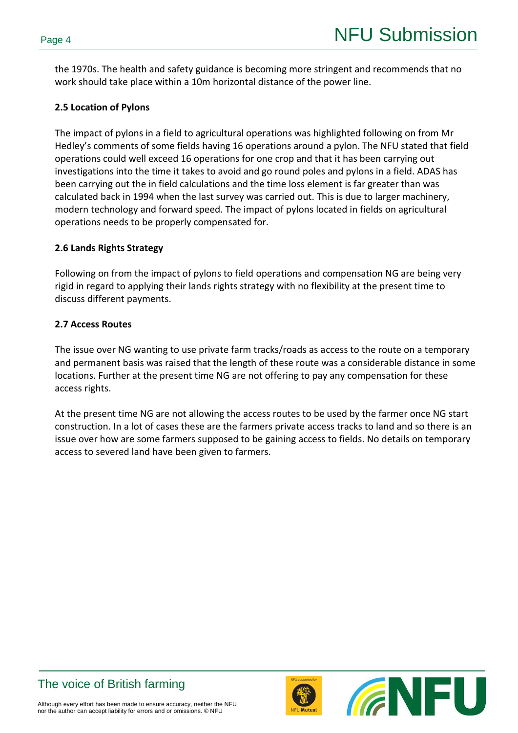the 1970s. The health and safety guidance is becoming more stringent and recommends that no work should take place within a 10m horizontal distance of the power line.

**2.5 Location of Pylons**

The impact of pylons in a field to agricultural operations was highlighted following on from Mr Hedley's comments of some fields having 16 operations around a pylon. The NFU stated that field operations could well exceed 16 operations for one crop and that it has been carrying out investigations into the time it takes to avoid and go round poles and pylons in a field. ADAS has been carrying out the in field calculations and the time loss element is far greater than was calculated back in 1994 when the last survey was carried out. This is due to larger machinery, modern technology and forward speed. The impact of pylons located in fields on agricultural operations needs to be properly compensated for.

**2.6 Lands Rights Strategy**

Following on from the impact of pylons to field operations and compensation NG are being very rigid in regard to applying their lands rights strategy with no flexibility at the present time to discuss different payments.

**2.7 Access Routes**

The issue over NG wanting to use private farm tracks/roads as access to the route on a temporary and permanent basis was raised that the length of these route was a considerable distance in some locations. Further at the present time NG are not offering to pay any compensation for these access rights.

At the present time NG are not allowing the access routes to be used by the farmer once NG start construction. In a lot of cases these are the farmers private access tracks to land and so there is an issue over how are some farmers supposed to be gaining access to fields. No details on temporary access to severed land have been given to farmers.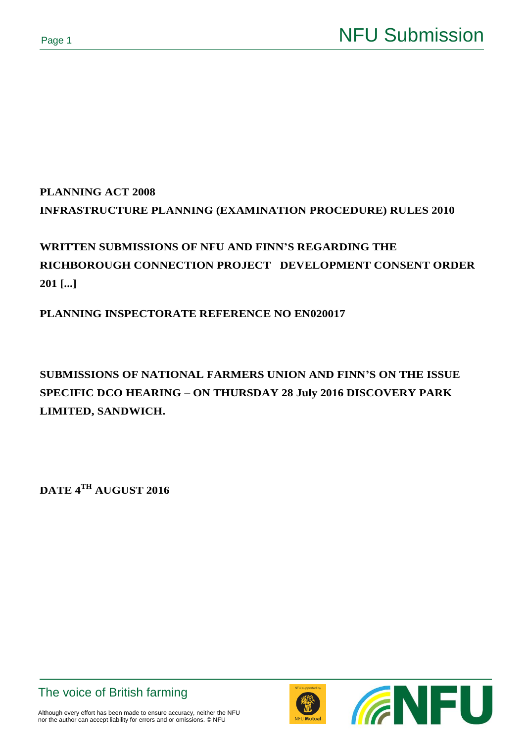**PLANNING ACT 2008**

**INFRASTRUCTURE PLANNING (EXAMINATION PROCEDURE) RULES 2010**

**WRITTEN SUBMISSIONS OF NFU AND FINN'S REGARDING THE RICHBOROUGH CONNECTION PROJECT DEVELOPMENT CONSENT ORDER 201 [...]**

**PLANNING INSPECTORATE REFERENCE NO EN020017**

**SUBMISSIONS OF NATIONAL FARMERS UNION AND FINN'S ON THE ISSUE SPECIFIC DCO HEARING – ON THURSDAY 28 July 2016 DISCOVERY PARK LIMITED, SANDWICH.**

**DATE 4TH AUGUST 2016**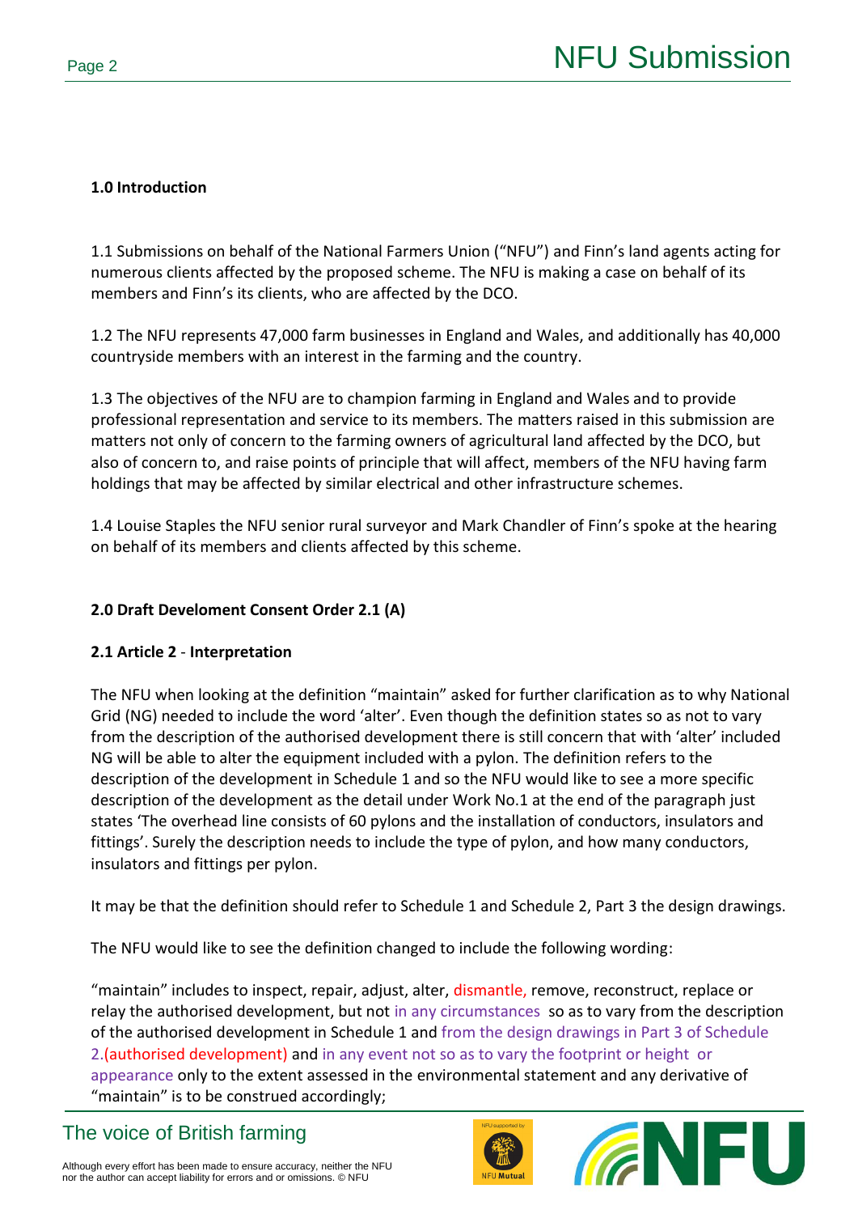**1.0 Introduction**

1.1 Submissions on behalf of the National Farmers Union ("NFU") and Finn's land agents acting for numerous clients affected by the proposed scheme. The NFU is making a case on behalf of its members and Finn's its clients, who are affected by the DCO.

1.2 The NFU represents 47,000 farm businesses in England and Wales, and additionally has 40,000 countryside members with an interest in the farming and the country.

1.3 The objectives of the NFU are to champion farming in England and Wales and to provide professional representation and service to its members. The matters raised in this submission are matters not only of concern to the farming owners of agricultural land affected by the DCO, but also of concern to, and raise points of principle that will affect, members of the NFU having farm holdings that may be affected by similar electrical and other infrastructure schemes.

1.4 Louise Staples the NFU senior rural surveyor and Mark Chandler of Finn's spoke at the hearing on behalf of its members and clients affected by this scheme.

**2.0 Draft Develoment Consent Order 2.1 (A)**

**2.1 Article 2** - **Interpretation**

The NFU when looking at the definition "maintain" asked for further clarification as to why National Grid (NG) needed to include the word 'alter'. Even though the definition states so as not to vary from the description of the authorised development there is still concern that with 'alter' included NG will be able to alter the equipment included with a pylon. The definition refers to the description of the development in Schedule 1 and so the NFU would like to see a more specific description of the development as the detail under Work No.1 at the end of the paragraph just states 'The overhead line consists of 60 pylons and the installation of conductors, insulators and fittings'. Surely the description needs to include the type of pylon, and how many conductors, insulators and fittings per pylon.

It may be that the definition should refer to Schedule 1 and Schedule 2, Part 3 the design drawings.

The NFU would like to see the definition changed to include the following wording:

"maintain" includes to inspect, repair, adjust, alter, dismantle, remove, reconstruct, replace or relay the authorised development, but not in any circumstances so as to vary from the description of the authorised development in Schedule 1 and from the design drawings in Part 3 of Schedule 2.(authorised development) and in any event not so as to vary the footprint or height or appearance only to the extent assessed in the environmental statement and any derivative of "maintain" is to be construed accordingly;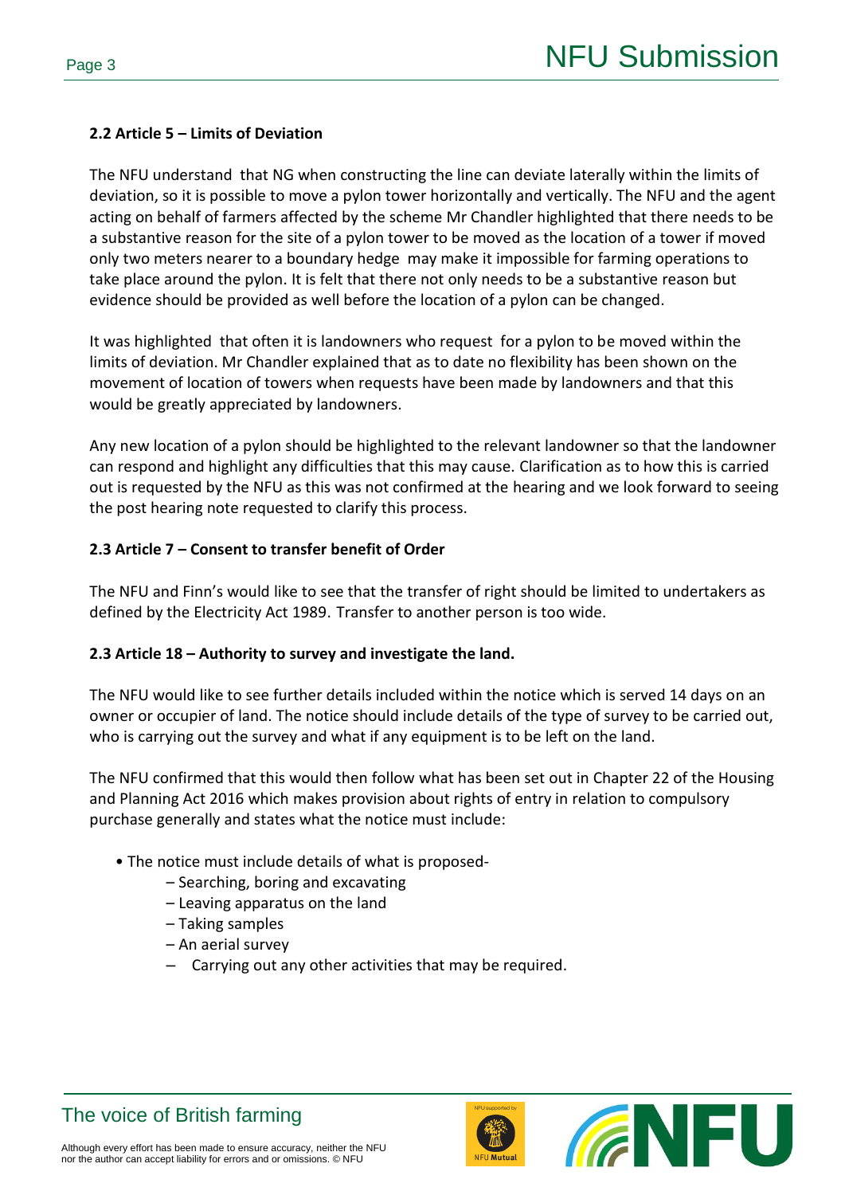### 2.2 Article 5 – Limits of Deviation

The NFU understand that NG when constructing the line can deviate laterally within the limits of deviation, so it is possible to move a pylon tower horizontally and vertically. The NFU and the agent acting on behalf of farmers affected by the scheme Mr Chandler highlighted that there needs to be a substantive reason for the site of a pylon tower to be moved as the location of a tower if moved only two meters nearer to a boundary hedge may make it impossible for farming operations to take place around the pylon. It is felt that there not only needs to be a substantive reason but evidence should be provided as well before the location of a pylon can be changed.

It was highlighted that often it is landowners who request for a pylon to be moved within the limits of deviation. Mr Chandler explained that as to date no flexibility has been shown on the movement of location of towers when requests have been made by landowners and that this would be greatly appreciated by landowners.

Any new location of a pylon should be highlighted to the relevant landowner so that the landowner can respond and highlight any difficulties that this may cause. Clarification as to how this is carried out is requested by the NFU as this was not confirmed at the hearing and we look forward to seeing the post hearing note requested to clarify this process.

### 2.3 Article 7 – Consent to transfer benefit of Order

The NFU and Finn's would like to see that the transfer of right should be limited to undertakers as defined by the Electricity Act 1989. Transfer to another person is too wide.

### 2.3 Article 18 – Authority to survey and investigate the land.

The NFU would like to see further details included within the notice which is served 14 days on an owner or occupier of land. The notice should include details of the type of survey to be carried out, who is carrying out the survey and what if any equipment is to be left on the land.

The NFU confirmed that this would then follow what has been set out in Chapter 22 of the Housing and Planning Act 2016 which makes provision about rights of entry in relation to compulsory purchase generally and states what the notice must include:

- The notice must include details of what is proposed-
  - Searching, boring and excavating
  - Leaving apparatus on the land
  - Taking samples
  - An aerial survey
  - Carrying out any other activities that may be required.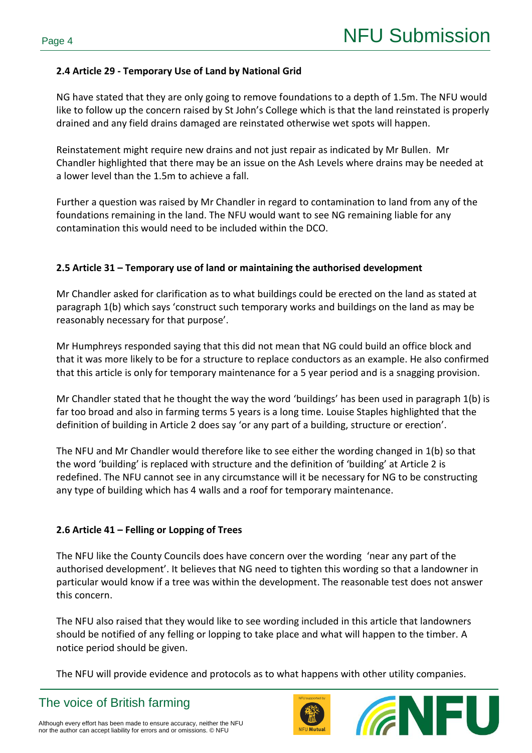### 2.4 Article 29 - Temporary Use of Land by National Grid

NG have stated that they are only going to remove foundations to a depth of 1.5m. The NFU would like to follow up the concern raised by St John's College which is that the land reinstated is properly drained and any field drains damaged are reinstated otherwise wet spots will happen.

Reinstatement might require new drains and not just repair as indicated by Mr Bullen. Mr Chandler highlighted that there may be an issue on the Ash Levels where drains may be needed at a lower level than the 1.5m to achieve a fall.

Further a question was raised by Mr Chandler in regard to contamination to land from any of the foundations remaining in the land. The NFU would want to see NG remaining liable for any contamination this would need to be included within the DCO.

### 2.5 Article 31 – Temporary use of land or maintaining the authorised development

Mr Chandler asked for clarification as to what buildings could be erected on the land as stated at paragraph 1(b) which says 'construct such temporary works and buildings on the land as may be reasonably necessary for that purpose'.

Mr Humphreys responded saying that this did not mean that NG could build an office block and that it was more likely to be for a structure to replace conductors as an example. He also confirmed that this article is only for temporary maintenance for a 5 year period and is a snagging provision.

Mr Chandler stated that he thought the way the word 'buildings' has been used in paragraph 1(b) is far too broad and also in farming terms 5 years is a long time. Louise Staples highlighted that the definition of building in Article 2 does say 'or any part of a building, structure or erection'.

The NFU and Mr Chandler would therefore like to see either the wording changed in 1(b) so that the word 'building' is replaced with structure and the definition of 'building' at Article 2 is redefined. The NFU cannot see in any circumstance will it be necessary for NG to be constructing any type of building which has 4 walls and a roof for temporary maintenance.

### 2.6 Article 41 – Felling or Lopping of Trees

The NFU like the County Councils does have concern over the wording 'near any part of the authorised development'. It believes that NG need to tighten this wording so that a landowner in particular would know if a tree was within the development. The reasonable test does not answer this concern.

The NFU also raised that they would like to see wording included in this article that landowners should be notified of any felling or lopping to take place and what will happen to the timber. A notice period should be given.

The NFU will provide evidence and protocols as to what happens with other utility companies.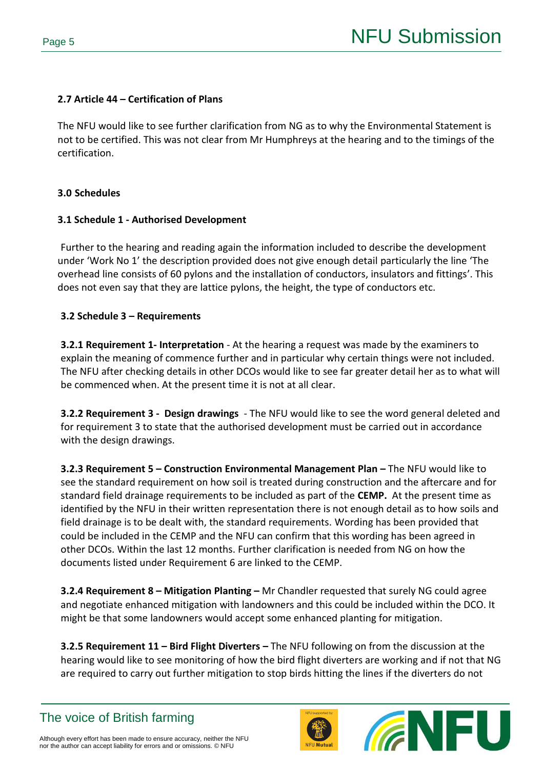**2.7 Article 44 – Certification of Plans**

The NFU would like to see further clarification from NG as to why the Environmental Statement is not to be certified. This was not clear from Mr Humphreys at the hearing and to the timings of the certification.

**3.0 Schedules**

**3.1 Schedule 1 - Authorised Development**

Further to the hearing and reading again the information included to describe the development under 'Work No 1' the description provided does not give enough detail particularly the line 'The overhead line consists of 60 pylons and the installation of conductors, insulators and fittings'. This does not even say that they are lattice pylons, the height, the type of conductors etc.

**3.2 Schedule 3 – Requirements**

**3.2.1 Requirement 1- Interpretation** - At the hearing a request was made by the examiners to explain the meaning of commence further and in particular why certain things were not included. The NFU after checking details in other DCOs would like to see far greater detail her as to what will be commenced when. At the present time it is not at all clear.

**3.2.2 Requirement 3 - Design drawings** - The NFU would like to see the word general deleted and for requirement 3 to state that the authorised development must be carried out in accordance with the design drawings.

**3.2.3 Requirement 5 – Construction Environmental Management Plan –** The NFU would like to see the standard requirement on how soil is treated during construction and the aftercare and for standard field drainage requirements to be included as part of the **CEMP.** At the present time as identified by the NFU in their written representation there is not enough detail as to how soils and field drainage is to be dealt with, the standard requirements. Wording has been provided that could be included in the CEMP and the NFU can confirm that this wording has been agreed in other DCOs. Within the last 12 months. Further clarification is needed from NG on how the documents listed under Requirement 6 are linked to the CEMP.

**3.2.4 Requirement 8 – Mitigation Planting –** Mr Chandler requested that surely NG could agree and negotiate enhanced mitigation with landowners and this could be included within the DCO. It might be that some landowners would accept some enhanced planting for mitigation.

**3.2.5 Requirement 11 – Bird Flight Diverters –** The NFU following on from the discussion at the hearing would like to see monitoring of how the bird flight diverters are working and if not that NG are required to carry out further mitigation to stop birds hitting the lines if the diverters do not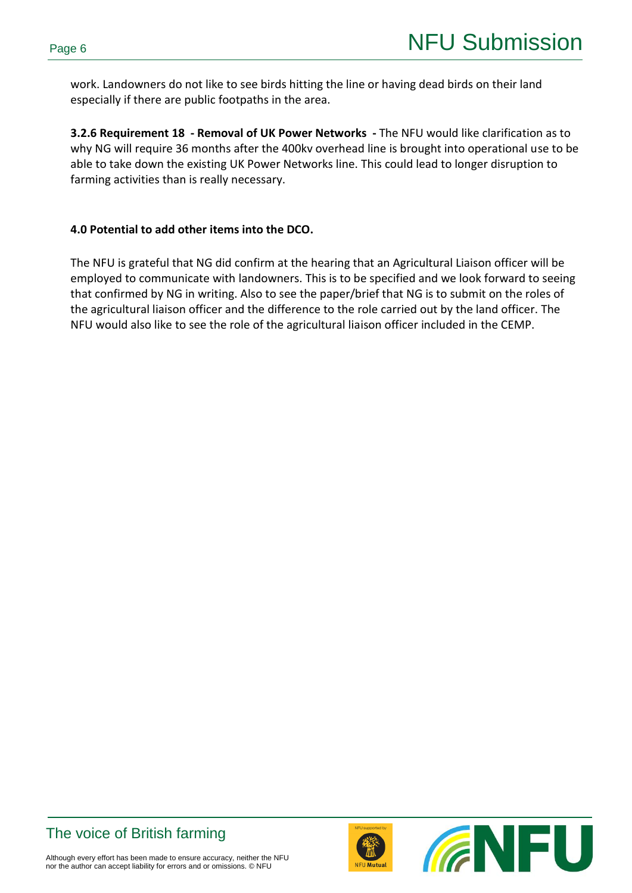work. Landowners do not like to see birds hitting the line or having dead birds on their land especially if there are public footpaths in the area.

**3.2.6 Requirement 18 - Removal of UK Power Networks -** The NFU would like clarification as to why NG will require 36 months after the 400kv overhead line is brought into operational use to be able to take down the existing UK Power Networks line. This could lead to longer disruption to farming activities than is really necessary.

**4.0 Potential to add other items into the DCO.**

The NFU is grateful that NG did confirm at the hearing that an Agricultural Liaison officer will be employed to communicate with landowners. This is to be specified and we look forward to seeing that confirmed by NG in writing. Also to see the paper/brief that NG is to submit on the roles of the agricultural liaison officer and the difference to the role carried out by the land officer. The NFU would also like to see the role of the agricultural liaison officer included in the CEMP.